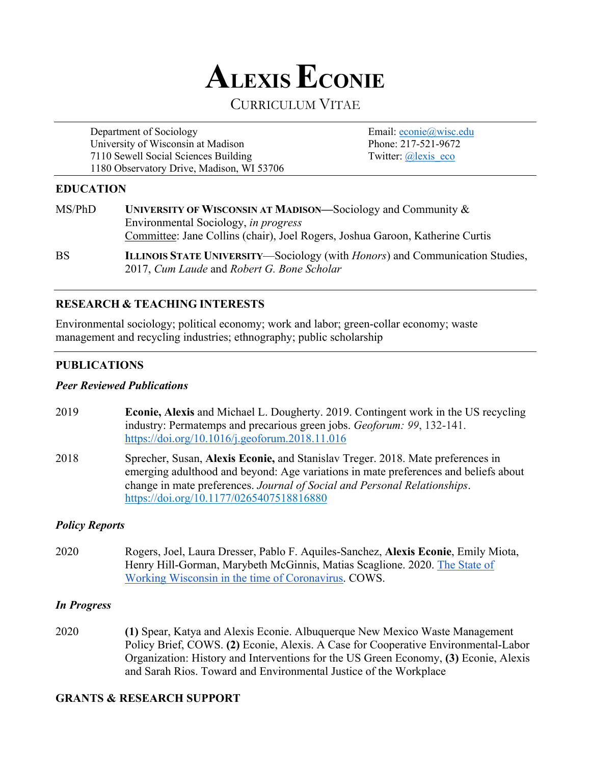# ALEXIS ECONIE

CURRICULUM VITAE

Department of Sociology
University of Wisconsin at Madison
7110 Sewell Social Sciences Building
1180 Observatory Drive, Madison, WI 53706

Email: [econie@wisc.edu](mailto:econie@wisc.edu)
Phone: 217-521-9672
Twitter: [@lexis_eco](https://twitter.com/lexis_eco)

## EDUCATION

MS/PhD — **UNIVERSITY OF WISCONSIN AT MADISON**—Sociology and Community & Environmental Sociology, *in progress*
Committee: Jane Collins (chair), Joel Rogers, Joshua Garoon, Katherine Curtis

BS — **ILLINOIS STATE UNIVERSITY**—Sociology (with *Honors*) and Communication Studies, 2017, *Cum Laude* and *Robert G. Bone Scholar*

## RESEARCH & TEACHING INTERESTS

Environmental sociology; political economy; work and labor; green-collar economy; waste management and recycling industries; ethnography; public scholarship

## PUBLICATIONS

### *Peer Reviewed Publications*

2019 — **Econie, Alexis** and Michael L. Dougherty. 2019. Contingent work in the US recycling industry: Permatemps and precarious green jobs. *Geoforum: 99*, 132-141. https://doi.org/10.1016/j.geoforum.2018.11.016

2018 — Sprecher, Susan, **Alexis Econie,** and Stanislav Treger. 2018. Mate preferences in emerging adulthood and beyond: Age variations in mate preferences and beliefs about change in mate preferences. *Journal of Social and Personal Relationships*. https://doi.org/10.1177/0265407518816880

### *Policy Reports*

2020 — Rogers, Joel, Laura Dresser, Pablo F. Aquiles-Sanchez, **Alexis Econie**, Emily Miota, Henry Hill-Gorman, Marybeth McGinnis, Matias Scaglione. 2020. The State of Working Wisconsin in the time of Coronavirus. COWS.

### *In Progress*

2020 — **(1)** Spear, Katya and Alexis Econie. Albuquerque New Mexico Waste Management Policy Brief, COWS. **(2)** Econie, Alexis. A Case for Cooperative Environmental-Labor Organization: History and Interventions for the US Green Economy, **(3)** Econie, Alexis and Sarah Rios. Toward and Environmental Justice of the Workplace

## GRANTS & RESEARCH SUPPORT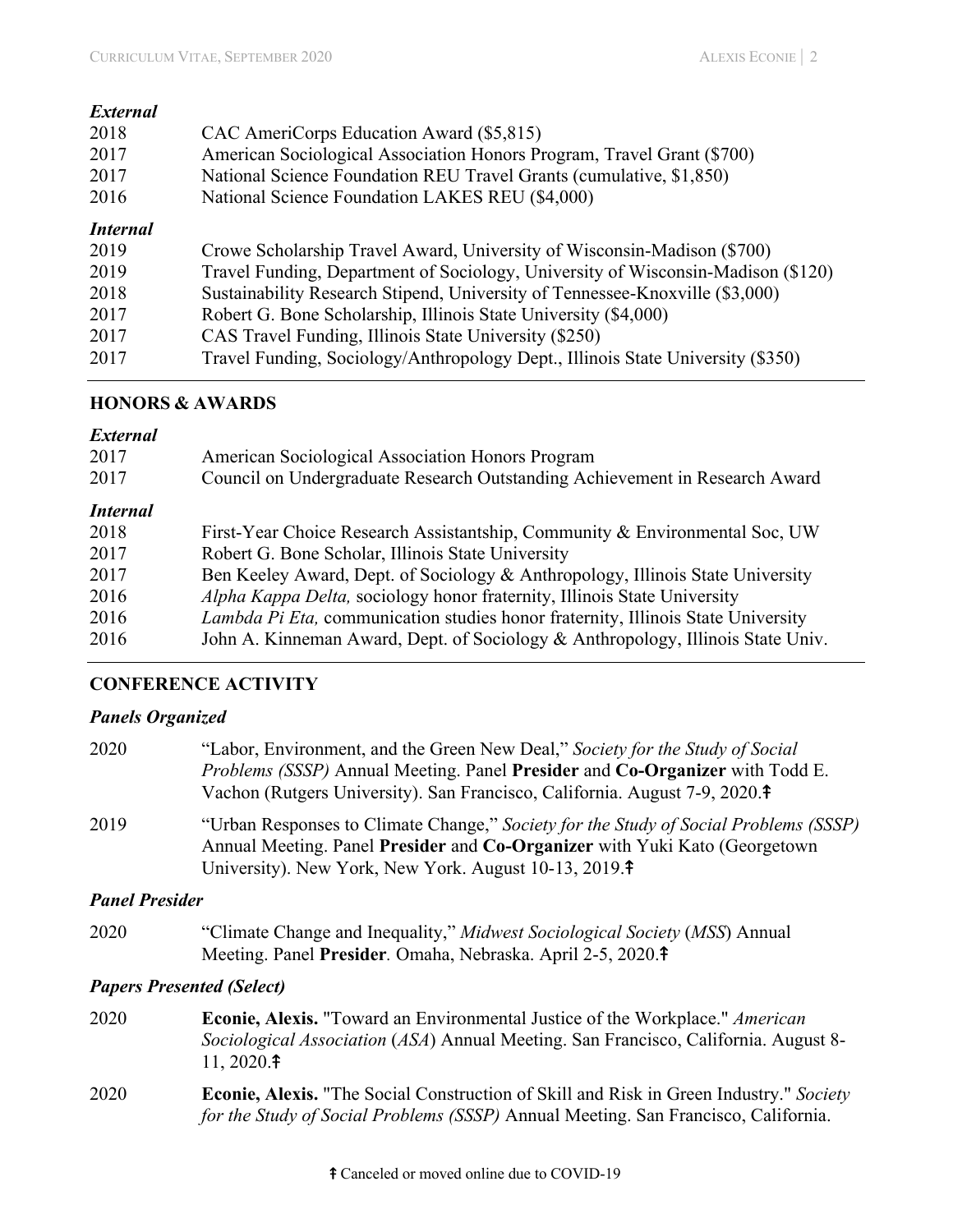### *External*

2018 CAC AmeriCorps Education Award ($5,815)
2017 American Sociological Association Honors Program, Travel Grant ($700)
2017 National Science Foundation REU Travel Grants (cumulative, $1,850)
2016 National Science Foundation LAKES REU ($4,000)

### *Internal*

2019 Crowe Scholarship Travel Award, University of Wisconsin-Madison ($700)
2019 Travel Funding, Department of Sociology, University of Wisconsin-Madison ($120)
2018 Sustainability Research Stipend, University of Tennessee-Knoxville ($3,000)
2017 Robert G. Bone Scholarship, Illinois State University ($4,000)
2017 CAS Travel Funding, Illinois State University ($250)
2017 Travel Funding, Sociology/Anthropology Dept., Illinois State University ($350)

## HONORS & AWARDS

### *External*

2017 American Sociological Association Honors Program
2017 Council on Undergraduate Research Outstanding Achievement in Research Award

### *Internal*

2018 First-Year Choice Research Assistantship, Community & Environmental Soc, UW
2017 Robert G. Bone Scholar, Illinois State University
2017 Ben Keeley Award, Dept. of Sociology & Anthropology, Illinois State University
2016 *Alpha Kappa Delta,* sociology honor fraternity, Illinois State University
2016 *Lambda Pi Eta,* communication studies honor fraternity, Illinois State University
2016 John A. Kinneman Award, Dept. of Sociology & Anthropology, Illinois State Univ.

## CONFERENCE ACTIVITY

### *Panels Organized*

2020 "Labor, Environment, and the Green New Deal," *Society for the Study of Social Problems (SSSP)* Annual Meeting. Panel **Presider** and **Co-Organizer** with Todd E. Vachon (Rutgers University). San Francisco, California. August 7-9, 2020.☨

2019 "Urban Responses to Climate Change," *Society for the Study of Social Problems (SSSP)* Annual Meeting. Panel **Presider** and **Co-Organizer** with Yuki Kato (Georgetown University). New York, New York. August 10-13, 2019.☨

### *Panel Presider*

2020 "Climate Change and Inequality," *Midwest Sociological Society* (*MSS*) Annual Meeting. Panel **Presider**. Omaha, Nebraska. April 2-5, 2020.☨

### *Papers Presented (Select)*

2020 **Econie, Alexis.** "Toward an Environmental Justice of the Workplace." *American Sociological Association* (*ASA*) Annual Meeting. San Francisco, California. August 8-11, 2020.☨

2020 **Econie, Alexis.** "The Social Construction of Skill and Risk in Green Industry." *Society for the Study of Social Problems (SSSP)* Annual Meeting. San Francisco, California.

☨ Canceled or moved online due to COVID-19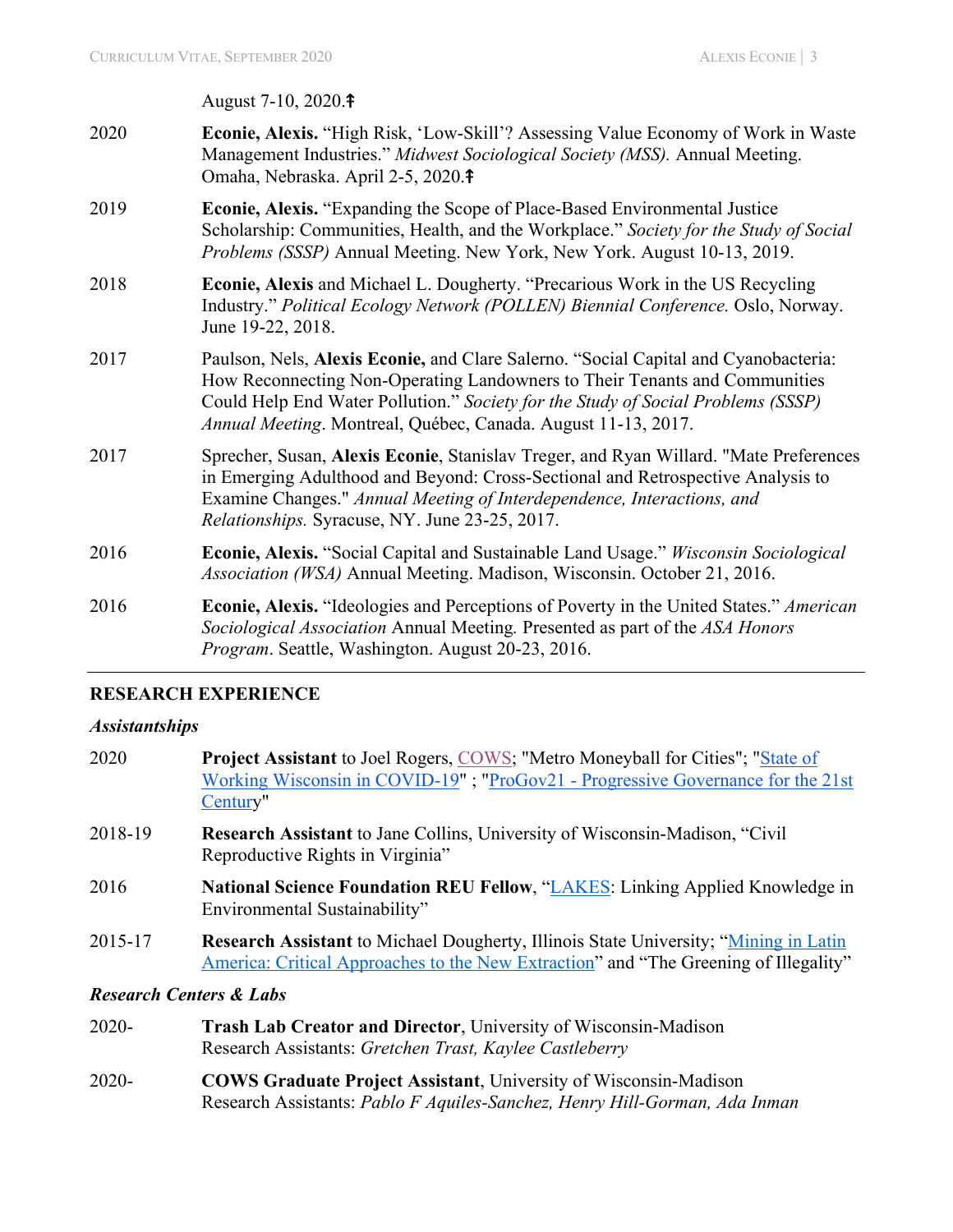August 7-10, 2020.↟

2020 **Econie, Alexis.** "High Risk, 'Low-Skill'? Assessing Value Economy of Work in Waste Management Industries." *Midwest Sociological Society (MSS).* Annual Meeting. Omaha, Nebraska. April 2-5, 2020.↟

2019 **Econie, Alexis.** "Expanding the Scope of Place-Based Environmental Justice Scholarship: Communities, Health, and the Workplace." *Society for the Study of Social Problems (SSSP)* Annual Meeting. New York, New York. August 10-13, 2019.

2018 **Econie, Alexis** and Michael L. Dougherty. "Precarious Work in the US Recycling Industry." *Political Ecology Network (POLLEN) Biennial Conference.* Oslo, Norway. June 19-22, 2018.

2017 Paulson, Nels, **Alexis Econie,** and Clare Salerno. "Social Capital and Cyanobacteria: How Reconnecting Non-Operating Landowners to Their Tenants and Communities Could Help End Water Pollution." *Society for the Study of Social Problems (SSSP) Annual Meeting*. Montreal, Québec, Canada. August 11-13, 2017.

2017 Sprecher, Susan, **Alexis Econie**, Stanislav Treger, and Ryan Willard. "Mate Preferences in Emerging Adulthood and Beyond: Cross-Sectional and Retrospective Analysis to Examine Changes." *Annual Meeting of Interdependence, Interactions, and Relationships.* Syracuse, NY. June 23-25, 2017.

2016 **Econie, Alexis.** "Social Capital and Sustainable Land Usage." *Wisconsin Sociological Association (WSA)* Annual Meeting. Madison, Wisconsin. October 21, 2016.

2016 **Econie, Alexis.** "Ideologies and Perceptions of Poverty in the United States." *American Sociological Association* Annual Meeting. Presented as part of the *ASA Honors Program*. Seattle, Washington. August 20-23, 2016.

## RESEARCH EXPERIENCE

### *Assistantships*

2020 **Project Assistant** to Joel Rogers, COWS; "Metro Moneyball for Cities"; "State of Working Wisconsin in COVID-19" ; "ProGov21 - Progressive Governance for the 21st Century"

2018-19 **Research Assistant** to Jane Collins, University of Wisconsin-Madison, "Civil Reproductive Rights in Virginia"

2016 **National Science Foundation REU Fellow**, "LAKES: Linking Applied Knowledge in Environmental Sustainability"

2015-17 **Research Assistant** to Michael Dougherty, Illinois State University; "Mining in Latin America: Critical Approaches to the New Extraction" and "The Greening of Illegality"

### *Research Centers & Labs*

2020- **Trash Lab Creator and Director**, University of Wisconsin-Madison
Research Assistants: *Gretchen Trast, Kaylee Castleberry*

2020- **COWS Graduate Project Assistant**, University of Wisconsin-Madison
Research Assistants: *Pablo F Aquiles-Sanchez, Henry Hill-Gorman, Ada Inman*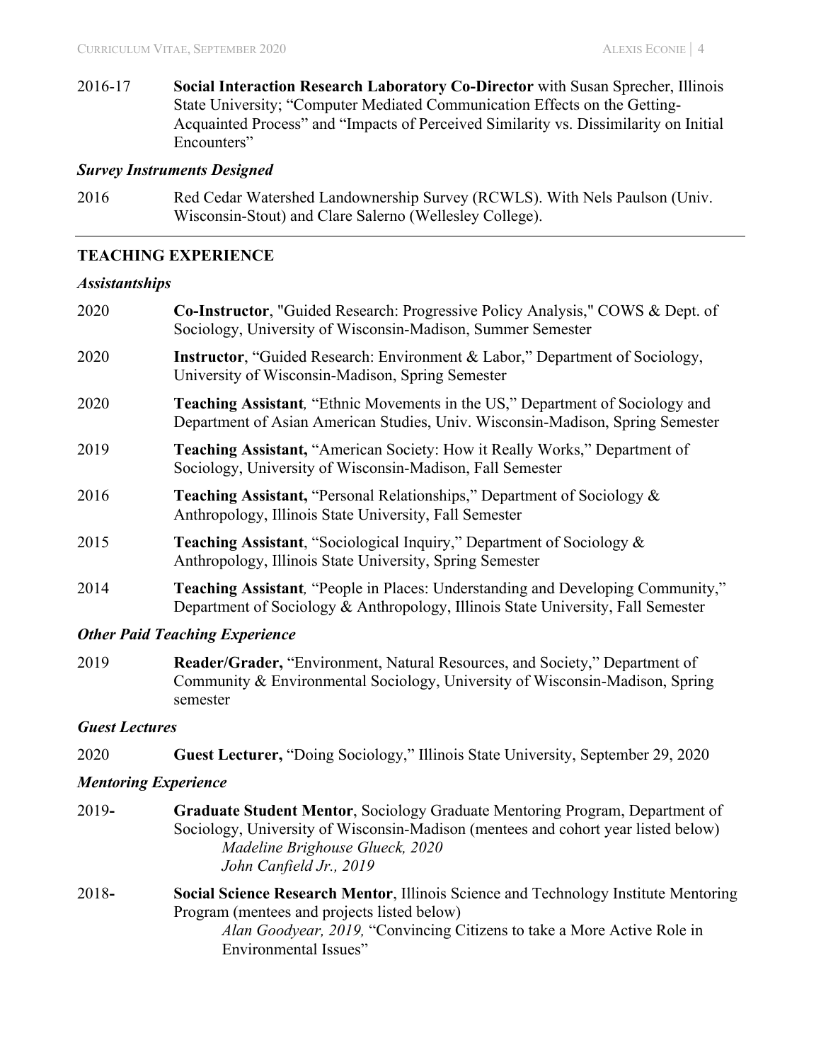2016-17 **Social Interaction Research Laboratory Co-Director** with Susan Sprecher, Illinois State University; "Computer Mediated Communication Effects on the Getting-Acquainted Process" and "Impacts of Perceived Similarity vs. Dissimilarity on Initial Encounters"

### *Survey Instruments Designed*

2016 Red Cedar Watershed Landownership Survey (RCWLS). With Nels Paulson (Univ. Wisconsin-Stout) and Clare Salerno (Wellesley College).

---

## TEACHING EXPERIENCE

### *Assistantships*

2020 **Co-Instructor**, "Guided Research: Progressive Policy Analysis," COWS & Dept. of Sociology, University of Wisconsin-Madison, Summer Semester

2020 **Instructor**, "Guided Research: Environment & Labor," Department of Sociology, University of Wisconsin-Madison, Spring Semester

2020 **Teaching Assistant***,* "Ethnic Movements in the US," Department of Sociology and Department of Asian American Studies, Univ. Wisconsin-Madison, Spring Semester

2019 **Teaching Assistant,** "American Society: How it Really Works," Department of Sociology, University of Wisconsin-Madison, Fall Semester

2016 **Teaching Assistant,** "Personal Relationships," Department of Sociology & Anthropology, Illinois State University, Fall Semester

2015 **Teaching Assistant**, "Sociological Inquiry," Department of Sociology & Anthropology, Illinois State University, Spring Semester

2014 **Teaching Assistant***,* "People in Places: Understanding and Developing Community," Department of Sociology & Anthropology, Illinois State University, Fall Semester

### *Other Paid Teaching Experience*

2019 **Reader/Grader,** "Environment, Natural Resources, and Society," Department of Community & Environmental Sociology, University of Wisconsin-Madison, Spring semester

### *Guest Lectures*

2020 **Guest Lecturer,** "Doing Sociology," Illinois State University, September 29, 2020

### *Mentoring Experience*

2019**-** **Graduate Student Mentor**, Sociology Graduate Mentoring Program, Department of Sociology, University of Wisconsin-Madison (mentees and cohort year listed below)
*Madeline Brighouse Glueck, 2020*
*John Canfield Jr., 2019*

2018**-** **Social Science Research Mentor**, Illinois Science and Technology Institute Mentoring Program (mentees and projects listed below)
*Alan Goodyear, 2019,* "Convincing Citizens to take a More Active Role in Environmental Issues"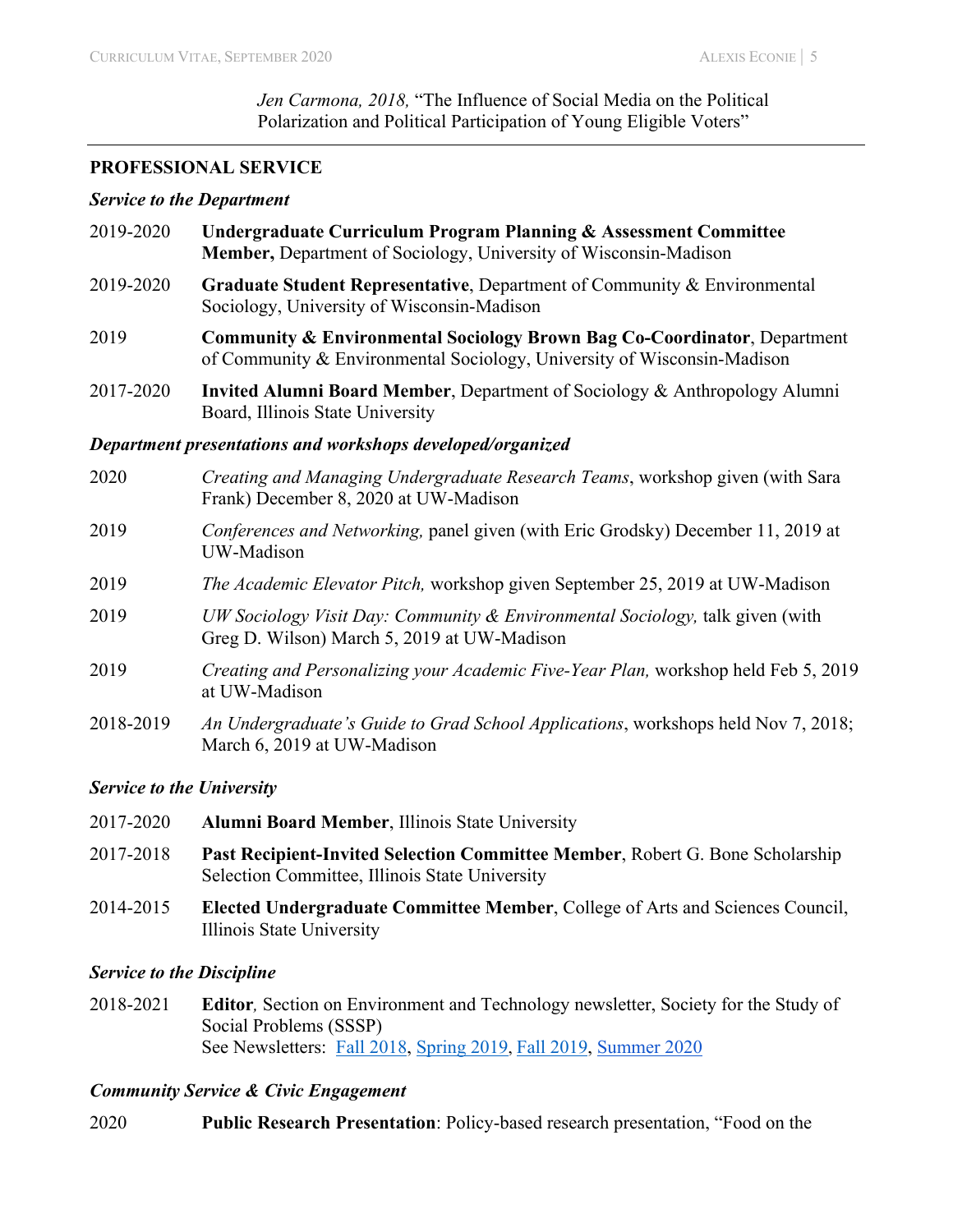*Jen Carmona, 2018,* "The Influence of Social Media on the Political Polarization and Political Participation of Young Eligible Voters"

---

## PROFESSIONAL SERVICE

### *Service to the Department*

2019-2020 **Undergraduate Curriculum Program Planning & Assessment Committee Member,** Department of Sociology, University of Wisconsin-Madison

2019-2020 **Graduate Student Representative**, Department of Community & Environmental Sociology, University of Wisconsin-Madison

2019 **Community & Environmental Sociology Brown Bag Co-Coordinator**, Department of Community & Environmental Sociology, University of Wisconsin-Madison

2017-2020 **Invited Alumni Board Member**, Department of Sociology & Anthropology Alumni Board, Illinois State University

### *Department presentations and workshops developed/organized*

2020 *Creating and Managing Undergraduate Research Teams*, workshop given (with Sara Frank) December 8, 2020 at UW-Madison

2019 *Conferences and Networking,* panel given (with Eric Grodsky) December 11, 2019 at UW-Madison

2019 *The Academic Elevator Pitch,* workshop given September 25, 2019 at UW-Madison

2019 *UW Sociology Visit Day: Community & Environmental Sociology,* talk given (with Greg D. Wilson) March 5, 2019 at UW-Madison

2019 *Creating and Personalizing your Academic Five-Year Plan,* workshop held Feb 5, 2019 at UW-Madison

2018-2019 *An Undergraduate's Guide to Grad School Applications*, workshops held Nov 7, 2018; March 6, 2019 at UW-Madison

### *Service to the University*

2017-2020 **Alumni Board Member**, Illinois State University

2017-2018 **Past Recipient-Invited Selection Committee Member**, Robert G. Bone Scholarship Selection Committee, Illinois State University

2014-2015 **Elected Undergraduate Committee Member**, College of Arts and Sciences Council, Illinois State University

### *Service to the Discipline*

2018-2021 **Editor***,* Section on Environment and Technology newsletter, Society for the Study of Social Problems (SSSP)
See Newsletters: Fall 2018, Spring 2019, Fall 2019, Summer 2020

### *Community Service & Civic Engagement*

2020 **Public Research Presentation**: Policy-based research presentation, "Food on the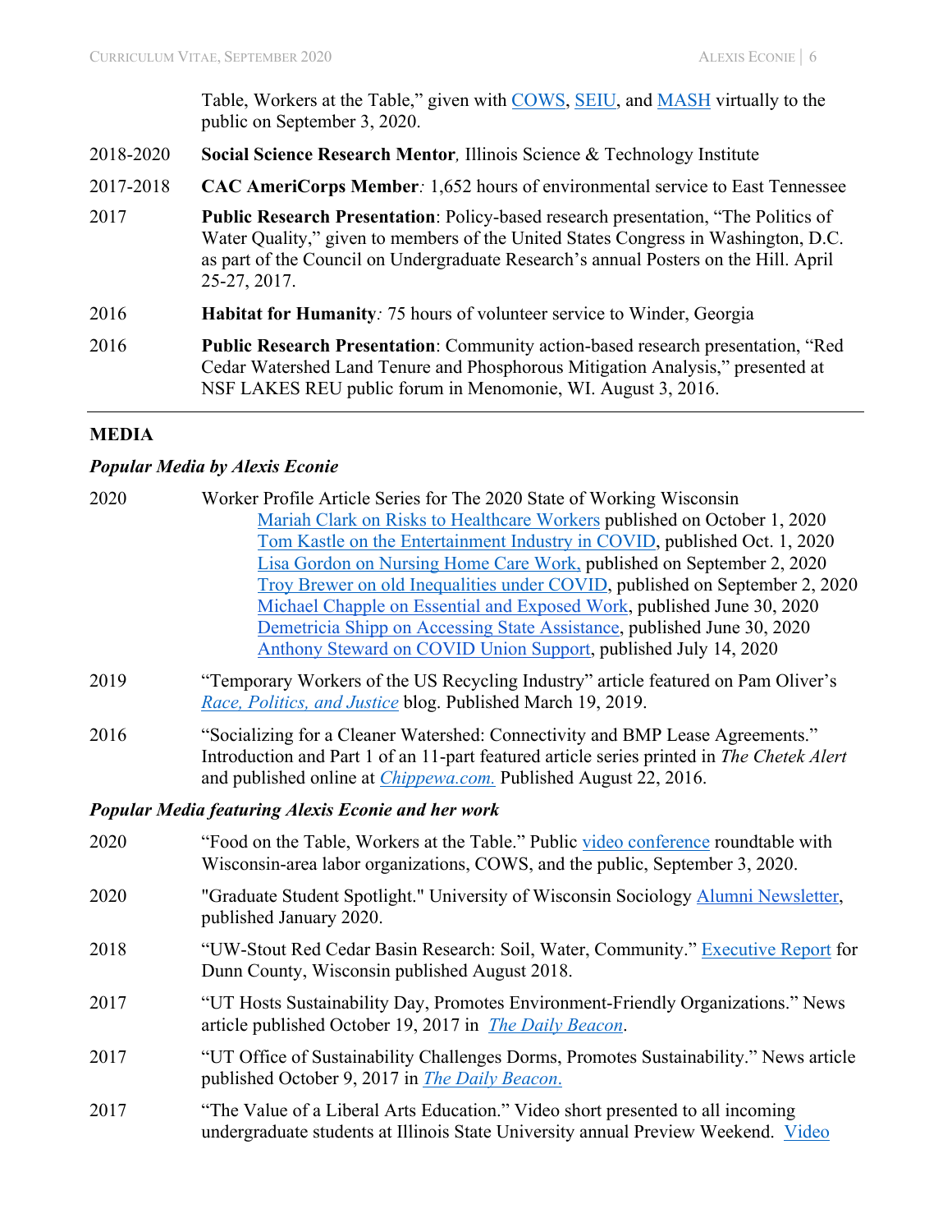Table, Workers at the Table," given with COWS, SEIU, and MASH virtually to the public on September 3, 2020.

2018-2020 **Social Science Research Mentor**, Illinois Science & Technology Institute

2017-2018 **CAC AmeriCorps Member**: 1,652 hours of environmental service to East Tennessee

2017 **Public Research Presentation**: Policy-based research presentation, "The Politics of Water Quality," given to members of the United States Congress in Washington, D.C. as part of the Council on Undergraduate Research's annual Posters on the Hill. April 25-27, 2017.

2016 **Habitat for Humanity**: 75 hours of volunteer service to Winder, Georgia

2016 **Public Research Presentation**: Community action-based research presentation, "Red Cedar Watershed Land Tenure and Phosphorous Mitigation Analysis," presented at NSF LAKES REU public forum in Menomonie, WI. August 3, 2016.

---

## MEDIA

### *Popular Media by Alexis Econie*

2020 Worker Profile Article Series for The 2020 State of Working Wisconsin

- Mariah Clark on Risks to Healthcare Workers published on October 1, 2020
- Tom Kastle on the Entertainment Industry in COVID, published Oct. 1, 2020
- Lisa Gordon on Nursing Home Care Work, published on September 2, 2020
- Troy Brewer on old Inequalities under COVID, published on September 2, 2020
- Michael Chapple on Essential and Exposed Work, published June 30, 2020
- Demetricia Shipp on Accessing State Assistance, published June 30, 2020
- Anthony Steward on COVID Union Support, published July 14, 2020

2019 "Temporary Workers of the US Recycling Industry" article featured on Pam Oliver's *Race, Politics, and Justice* blog. Published March 19, 2019.

2016 "Socializing for a Cleaner Watershed: Connectivity and BMP Lease Agreements." Introduction and Part 1 of an 11-part featured article series printed in *The Chetek Alert* and published online at *Chippewa.com.* Published August 22, 2016.

### *Popular Media featuring Alexis Econie and her work*

2020 "Food on the Table, Workers at the Table." Public video conference roundtable with Wisconsin-area labor organizations, COWS, and the public, September 3, 2020.

2020 "Graduate Student Spotlight." University of Wisconsin Sociology Alumni Newsletter, published January 2020.

2018 "UW-Stout Red Cedar Basin Research: Soil, Water, Community." Executive Report for Dunn County, Wisconsin published August 2018.

2017 "UT Hosts Sustainability Day, Promotes Environment-Friendly Organizations." News article published October 19, 2017 in *The Daily Beacon*.

2017 "UT Office of Sustainability Challenges Dorms, Promotes Sustainability." News article published October 9, 2017 in *The Daily Beacon.*

2017 "The Value of a Liberal Arts Education." Video short presented to all incoming undergraduate students at Illinois State University annual Preview Weekend. Video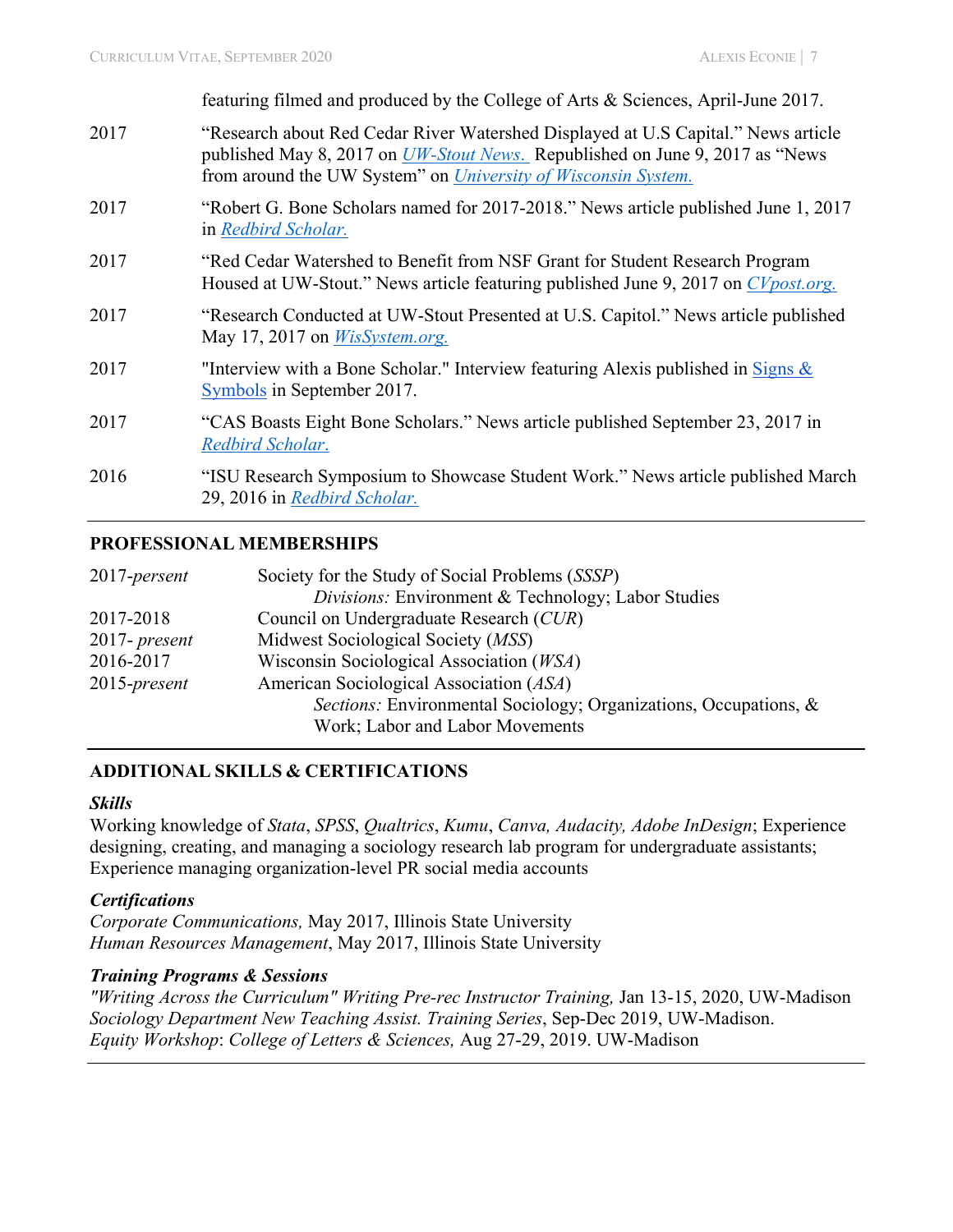featuring filmed and produced by the College of Arts & Sciences, April-June 2017.

| | |
|---|---|
| 2017 | "Research about Red Cedar River Watershed Displayed at U.S Capital." News article published May 8, 2017 on *UW-Stout News.* Republished on June 9, 2017 as "News from around the UW System" on *University of Wisconsin System.* |
| 2017 | "Robert G. Bone Scholars named for 2017-2018." News article published June 1, 2017 in *Redbird Scholar.* |
| 2017 | "Red Cedar Watershed to Benefit from NSF Grant for Student Research Program Housed at UW-Stout." News article featuring published June 9, 2017 on *CVpost.org.* |
| 2017 | "Research Conducted at UW-Stout Presented at U.S. Capitol." News article published May 17, 2017 on *WisSystem.org.* |
| 2017 | "Interview with a Bone Scholar." Interview featuring Alexis published in Signs & Symbols in September 2017. |
| 2017 | "CAS Boasts Eight Bone Scholars." News article published September 23, 2017 in *Redbird Scholar.* |
| 2016 | "ISU Research Symposium to Showcase Student Work." News article published March 29, 2016 in *Redbird Scholar.* |

## PROFESSIONAL MEMBERSHIPS

| | |
|---|---|
| 2017-*persent* | Society for the Study of Social Problems (*SSSP*)<br>*Divisions:* Environment & Technology; Labor Studies |
| 2017-2018 | Council on Undergraduate Research (*CUR*) |
| 2017- *present* | Midwest Sociological Society (*MSS*) |
| 2016-2017 | Wisconsin Sociological Association (*WSA*) |
| 2015-*present* | American Sociological Association (*ASA*)<br>*Sections:* Environmental Sociology; Organizations, Occupations, & Work; Labor and Labor Movements |

## ADDITIONAL SKILLS & CERTIFICATIONS

### *Skills*

Working knowledge of *Stata*, *SPSS*, *Qualtrics*, *Kumu*, *Canva, Audacity, Adobe InDesign*; Experience designing, creating, and managing a sociology research lab program for undergraduate assistants; Experience managing organization-level PR social media accounts

### *Certifications*

*Corporate Communications,* May 2017, Illinois State University
*Human Resources Management*, May 2017, Illinois State University

### *Training Programs & Sessions*

*"Writing Across the Curriculum" Writing Pre-rec Instructor Training,* Jan 13-15, 2020, UW-Madison
*Sociology Department New Teaching Assist. Training Series*, Sep-Dec 2019, UW-Madison.
*Equity Workshop*: *College of Letters & Sciences,* Aug 27-29, 2019. UW-Madison